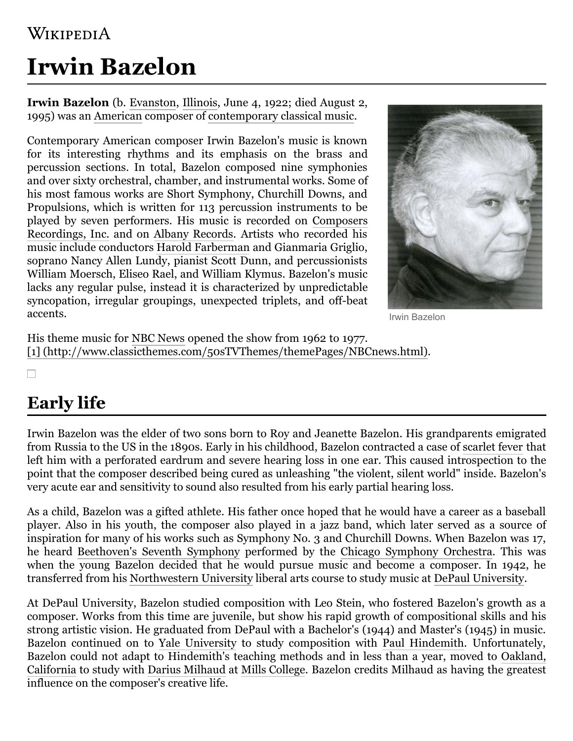# Irwin Bazelon

**Irwin Bazelon** (b. Evanston, Illinois, June 4, 1922; died August 2, 1995) was an American composer of contemporary classical music.

Contemporary American composer Irwin Bazelon's music is known for its interesting rhythms and its emphasis on the brass and percussion sections. In total, Bazelon composed nine symphonies and over sixty orchestral, chamber, and instrumental works. Some of his most famous works are Short Symphony, Churchill Downs, and Propulsions, which is written for 113 percussion instruments to be played by seven performers. His music is recorded on Composers Recordings, Inc. and on Albany Records. Artists who recorded his music include conductors Harold Farberman and Gianmaria Griglio, soprano Nancy Allen Lundy, pianist Scott Dunn, and percussionists William Moersch, Eliseo Rael, and William Klymus. Bazelon's music lacks any regular pulse, instead it is characterized by unpredictable syncopation, irregular groupings, unexpected triplets, and off-beat accents.

Irwin Bazelon

His theme music for NBC News opened the show from 1962 to 1977. [1] (http://www.classicthemes.com/50sTVThemes/themePages/NBCnews.html).

## Early life

Irwin Bazelon was the elder of two sons born to Roy and Jeanette Bazelon. His grandparents emigrated from Russia to the US in the 1890s. Early in his childhood, Bazelon contracted a case of scarlet fever that left him with a perforated eardrum and severe hearing loss in one ear. This caused introspection to the point that the composer described being cured as unleashing "the violent, silent world" inside. Bazelon's very acute ear and sensitivity to sound also resulted from his early partial hearing loss.

As a child, Bazelon was a gifted athlete. His father once hoped that he would have a career as a baseball player. Also in his youth, the composer also played in a jazz band, which later served as a source of inspiration for many of his works such as Symphony No. 3 and Churchill Downs. When Bazelon was 17, he heard Beethoven's Seventh Symphony performed by the Chicago Symphony Orchestra. This was when the young Bazelon decided that he would pursue music and become a composer. In 1942, he transferred from his Northwestern University liberal arts course to study music at DePaul University.

At DePaul University, Bazelon studied composition with Leo Stein, who fostered Bazelon's growth as a composer. Works from this time are juvenile, but show his rapid growth of compositional skills and his strong artistic vision. He graduated from DePaul with a Bachelor's (1944) and Master's (1945) in music. Bazelon continued on to Yale University to study composition with Paul Hindemith. Unfortunately, Bazelon could not adapt to Hindemith's teaching methods and in less than a year, moved to Oakland, California to study with Darius Milhaud at Mills College. Bazelon credits Milhaud as having the greatest influence on the composer's creative life.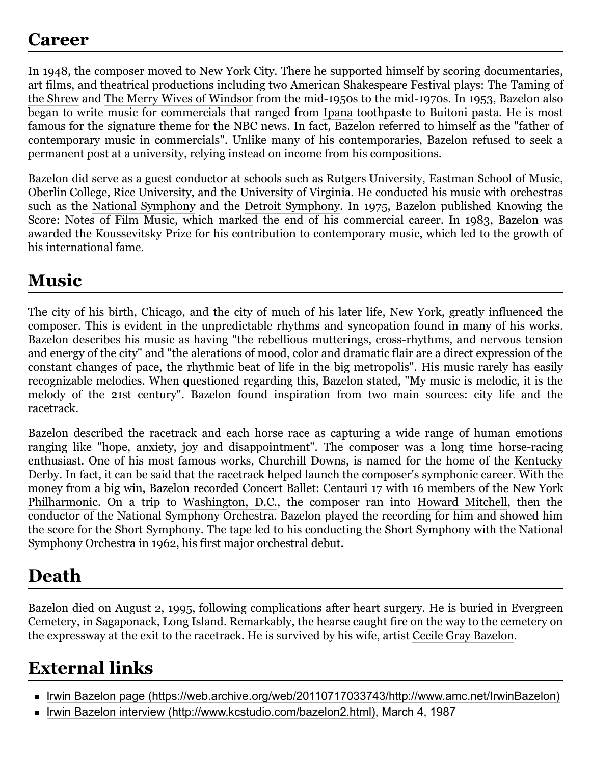## Career

In 1948, the composer moved to New York City. There he supported himself by scoring documentaries, art films, and theatrical productions including two American Shakespeare Festival plays: The Taming of the Shrew and The Merry Wives of Windsor from the mid-1950s to the mid-1970s. In 1953, Bazelon also began to write music for commercials that ranged from Ipana toothpaste to Buitoni pasta. He is most famous for the signature theme for the NBC news. In fact, Bazelon referred to himself as the "father of contemporary music in commercials". Unlike many of his contemporaries, Bazelon refused to seek a permanent post at a university, relying instead on income from his compositions.

Bazelon did serve as a guest conductor at schools such as Rutgers University, Eastman School of Music, Oberlin College, Rice University, and the University of Virginia. He conducted his music with orchestras such as the National Symphony and the Detroit Symphony. In 1975, Bazelon published Knowing the Score: Notes of Film Music, which marked the end of his commercial career. In 1983, Bazelon was awarded the Koussevitsky Prize for his contribution to contemporary music, which led to the growth of his international fame.

## Music

The city of his birth, Chicago, and the city of much of his later life, New York, greatly influenced the composer. This is evident in the unpredictable rhythms and syncopation found in many of his works. Bazelon describes his music as having "the rebellious mutterings, cross-rhythms, and nervous tension and energy of the city" and "the alerations of mood, color and dramatic flair are a direct expression of the constant changes of pace, the rhythmic beat of life in the big metropolis". His music rarely has easily recognizable melodies. When questioned regarding this, Bazelon stated, "My music is melodic, it is the melody of the 21st century". Bazelon found inspiration from two main sources: city life and the racetrack.

Bazelon described the racetrack and each horse race as capturing a wide range of human emotions ranging like "hope, anxiety, joy and disappointment". The composer was a long time horse-racing enthusiast. One of his most famous works, Churchill Downs, is named for the home of the Kentucky Derby. In fact, it can be said that the racetrack helped launch the composer's symphonic career. With the money from a big win, Bazelon recorded Concert Ballet: Centauri 17 with 16 members of the New York Philharmonic. On a trip to Washington, D.C., the composer ran into Howard Mitchell, then the conductor of the National Symphony Orchestra. Bazelon played the recording for him and showed him the score for the Short Symphony. The tape led to his conducting the Short Symphony with the National Symphony Orchestra in 1962, his first major orchestral debut.

## Death

Bazelon died on August 2, 1995, following complications after heart surgery. He is buried in Evergreen Cemetery, in Sagaponack, Long Island. Remarkably, the hearse caught fire on the way to the cemetery on the expressway at the exit to the racetrack. He is survived by his wife, artist Cecile Gray Bazelon.

## External links

- Irwin Bazelon page (https://web.archive.org/web/20110717033743/http://www.amc.net/IrwinBazelon)
- Irwin Bazelon interview (http://www.kcstudio.com/bazelon2.html), March 4, 1987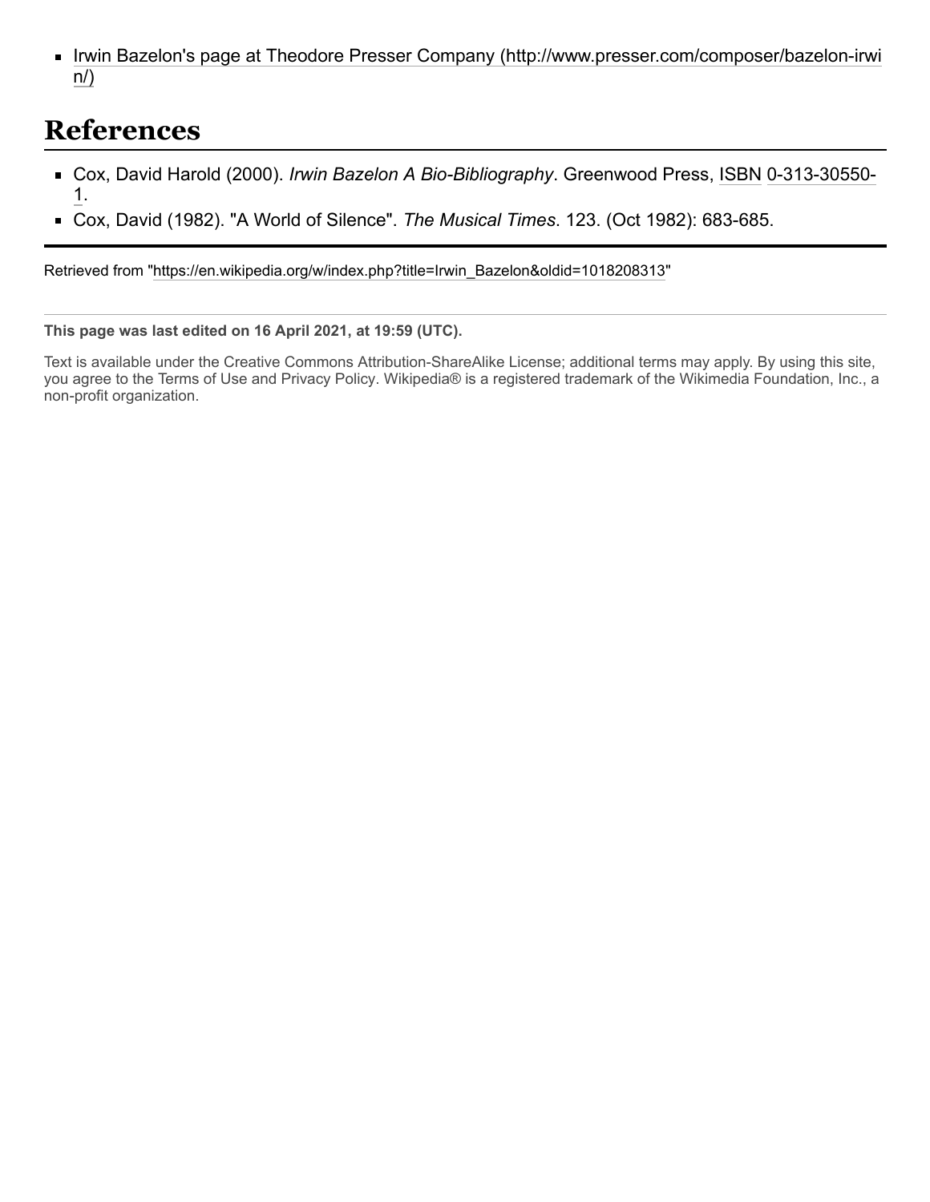- Irwin Bazelon's page at Theodore Presser Company (http://www.presser.com/composer/bazelon-irwin/)

## References

- Cox, David Harold (2000). *Irwin Bazelon A Bio-Bibliography*. Greenwood Press, ISBN 0-313-30550-1.
- Cox, David (1982). "A World of Silence". *The Musical Times*. 123. (Oct 1982): 683-685.

Retrieved from "https://en.wikipedia.org/w/index.php?title=Irwin_Bazelon&oldid=1018208313"

**This page was last edited on 16 April 2021, at 19:59 (UTC).**

Text is available under the Creative Commons Attribution-ShareAlike License; additional terms may apply. By using this site, you agree to the Terms of Use and Privacy Policy. Wikipedia® is a registered trademark of the Wikimedia Foundation, Inc., a non-profit organization.